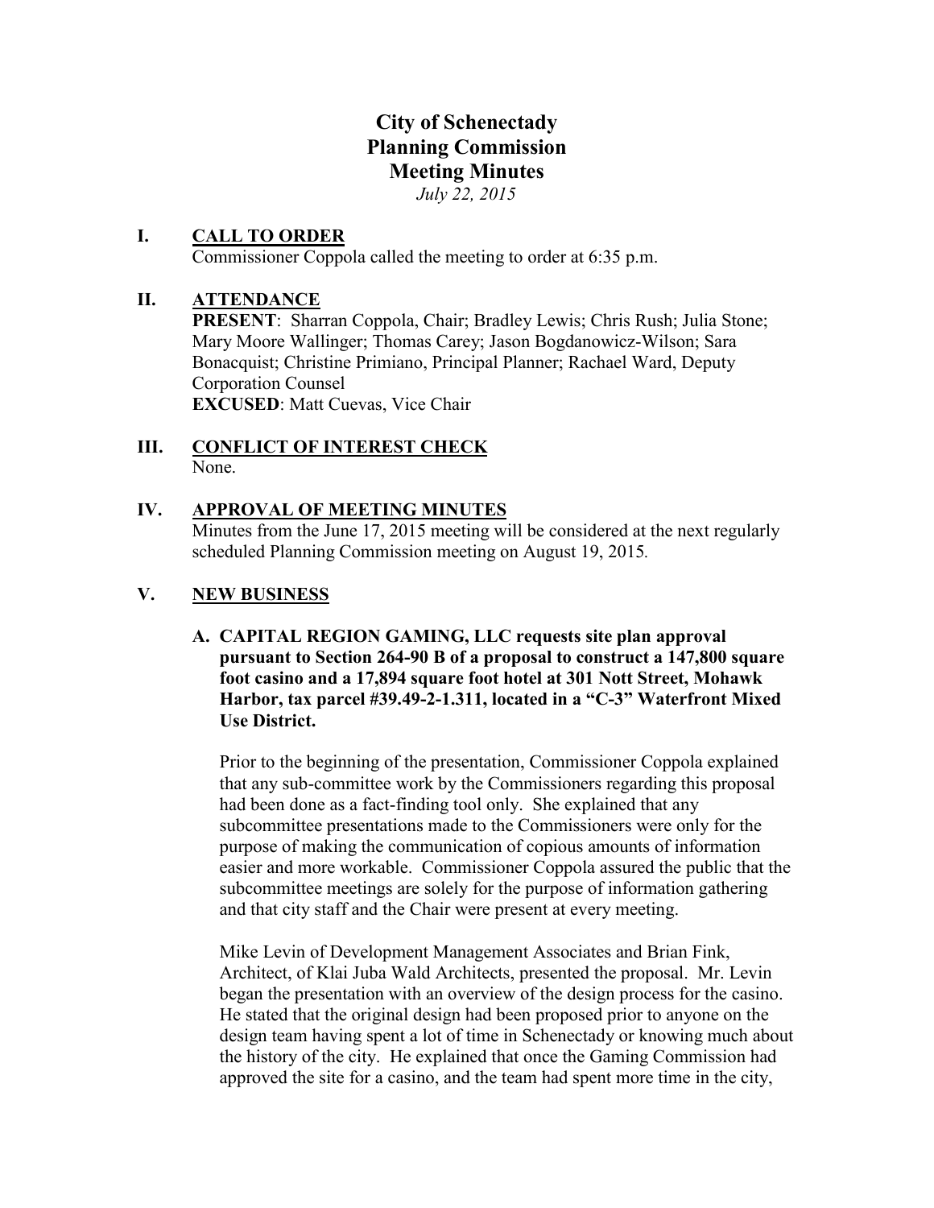# City of Schenectady
# Planning Commission
# Meeting Minutes

*July 22, 2015*

## I. CALL TO ORDER

Commissioner Coppola called the meeting to order at 6:35 p.m.

## II. ATTENDANCE

**PRESENT**: Sharran Coppola, Chair; Bradley Lewis; Chris Rush; Julia Stone; Mary Moore Wallinger; Thomas Carey; Jason Bogdanowicz-Wilson; Sara Bonacquist; Christine Primiano, Principal Planner; Rachael Ward, Deputy Corporation Counsel

**EXCUSED**: Matt Cuevas, Vice Chair

## III. CONFLICT OF INTEREST CHECK

None.

## IV. APPROVAL OF MEETING MINUTES

Minutes from the June 17, 2015 meeting will be considered at the next regularly scheduled Planning Commission meeting on August 19, 2015.

## V. NEW BUSINESS

**A. CAPITAL REGION GAMING, LLC requests site plan approval pursuant to Section 264-90 B of a proposal to construct a 147,800 square foot casino and a 17,894 square foot hotel at 301 Nott Street, Mohawk Harbor, tax parcel #39.49-2-1.311, located in a "C-3" Waterfront Mixed Use District.**

Prior to the beginning of the presentation, Commissioner Coppola explained that any sub-committee work by the Commissioners regarding this proposal had been done as a fact-finding tool only. She explained that any subcommittee presentations made to the Commissioners were only for the purpose of making the communication of copious amounts of information easier and more workable. Commissioner Coppola assured the public that the subcommittee meetings are solely for the purpose of information gathering and that city staff and the Chair were present at every meeting.

Mike Levin of Development Management Associates and Brian Fink, Architect, of Klai Juba Wald Architects, presented the proposal. Mr. Levin began the presentation with an overview of the design process for the casino. He stated that the original design had been proposed prior to anyone on the design team having spent a lot of time in Schenectady or knowing much about the history of the city. He explained that once the Gaming Commission had approved the site for a casino, and the team had spent more time in the city,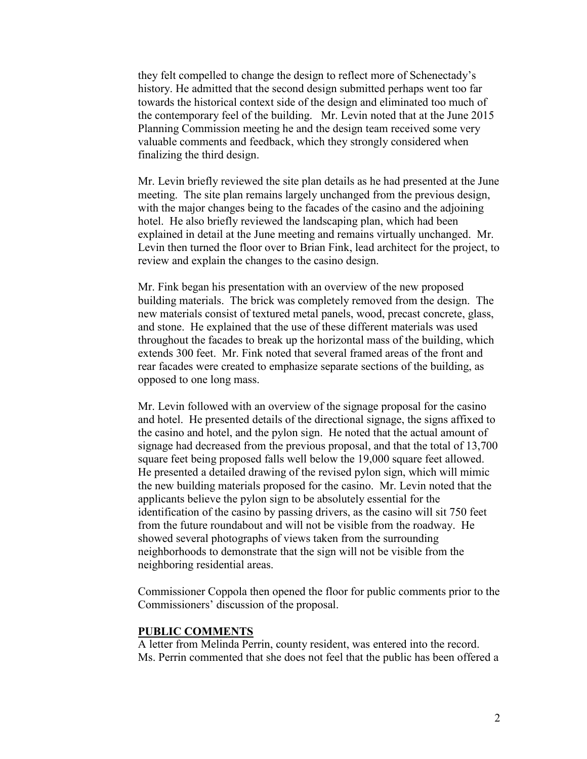they felt compelled to change the design to reflect more of Schenectady's history. He admitted that the second design submitted perhaps went too far towards the historical context side of the design and eliminated too much of the contemporary feel of the building. Mr. Levin noted that at the June 2015 Planning Commission meeting he and the design team received some very valuable comments and feedback, which they strongly considered when finalizing the third design.

Mr. Levin briefly reviewed the site plan details as he had presented at the June meeting. The site plan remains largely unchanged from the previous design, with the major changes being to the facades of the casino and the adjoining hotel. He also briefly reviewed the landscaping plan, which had been explained in detail at the June meeting and remains virtually unchanged. Mr. Levin then turned the floor over to Brian Fink, lead architect for the project, to review and explain the changes to the casino design.

Mr. Fink began his presentation with an overview of the new proposed building materials. The brick was completely removed from the design. The new materials consist of textured metal panels, wood, precast concrete, glass, and stone. He explained that the use of these different materials was used throughout the facades to break up the horizontal mass of the building, which extends 300 feet. Mr. Fink noted that several framed areas of the front and rear facades were created to emphasize separate sections of the building, as opposed to one long mass.

Mr. Levin followed with an overview of the signage proposal for the casino and hotel. He presented details of the directional signage, the signs affixed to the casino and hotel, and the pylon sign. He noted that the actual amount of signage had decreased from the previous proposal, and that the total of 13,700 square feet being proposed falls well below the 19,000 square feet allowed. He presented a detailed drawing of the revised pylon sign, which will mimic the new building materials proposed for the casino. Mr. Levin noted that the applicants believe the pylon sign to be absolutely essential for the identification of the casino by passing drivers, as the casino will sit 750 feet from the future roundabout and will not be visible from the roadway. He showed several photographs of views taken from the surrounding neighborhoods to demonstrate that the sign will not be visible from the neighboring residential areas.

Commissioner Coppola then opened the floor for public comments prior to the Commissioners' discussion of the proposal.

**PUBLIC COMMENTS**

A letter from Melinda Perrin, county resident, was entered into the record. Ms. Perrin commented that she does not feel that the public has been offered a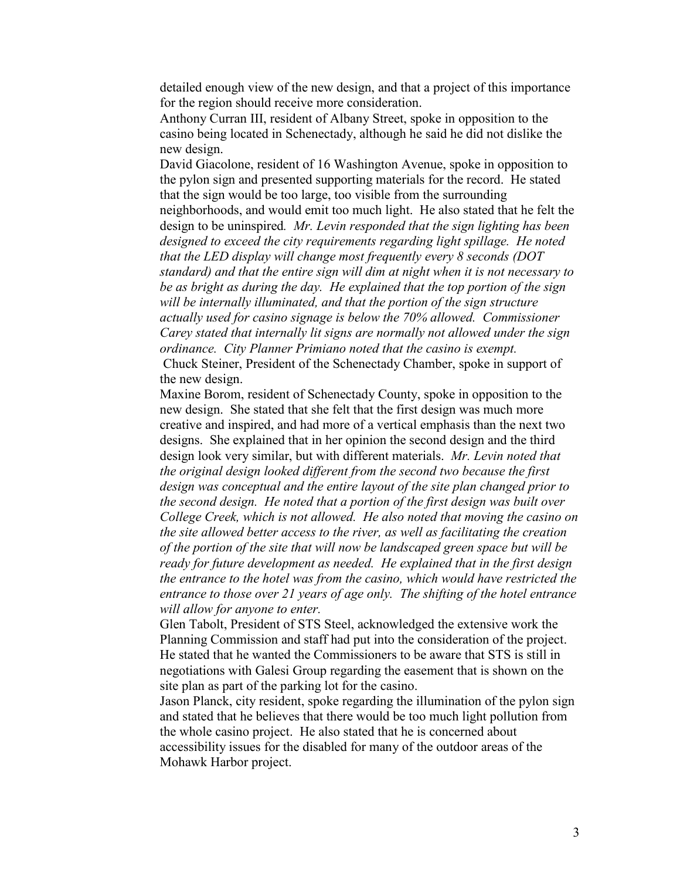detailed enough view of the new design, and that a project of this importance for the region should receive more consideration.

Anthony Curran III, resident of Albany Street, spoke in opposition to the casino being located in Schenectady, although he said he did not dislike the new design.

David Giacolone, resident of 16 Washington Avenue, spoke in opposition to the pylon sign and presented supporting materials for the record. He stated that the sign would be too large, too visible from the surrounding neighborhoods, and would emit too much light. He also stated that he felt the design to be uninspired. *Mr. Levin responded that the sign lighting has been designed to exceed the city requirements regarding light spillage. He noted that the LED display will change most frequently every 8 seconds (DOT standard) and that the entire sign will dim at night when it is not necessary to be as bright as during the day. He explained that the top portion of the sign will be internally illuminated, and that the portion of the sign structure actually used for casino signage is below the 70% allowed. Commissioner Carey stated that internally lit signs are normally not allowed under the sign ordinance. City Planner Primiano noted that the casino is exempt.*

Chuck Steiner, President of the Schenectady Chamber, spoke in support of the new design.

Maxine Borom, resident of Schenectady County, spoke in opposition to the new design. She stated that she felt that the first design was much more creative and inspired, and had more of a vertical emphasis than the next two designs. She explained that in her opinion the second design and the third design look very similar, but with different materials. *Mr. Levin noted that the original design looked different from the second two because the first design was conceptual and the entire layout of the site plan changed prior to the second design. He noted that a portion of the first design was built over College Creek, which is not allowed. He also noted that moving the casino on the site allowed better access to the river, as well as facilitating the creation of the portion of the site that will now be landscaped green space but will be ready for future development as needed. He explained that in the first design the entrance to the hotel was from the casino, which would have restricted the entrance to those over 21 years of age only. The shifting of the hotel entrance will allow for anyone to enter.*

Glen Tabolt, President of STS Steel, acknowledged the extensive work the Planning Commission and staff had put into the consideration of the project. He stated that he wanted the Commissioners to be aware that STS is still in negotiations with Galesi Group regarding the easement that is shown on the site plan as part of the parking lot for the casino.

Jason Planck, city resident, spoke regarding the illumination of the pylon sign and stated that he believes that there would be too much light pollution from the whole casino project. He also stated that he is concerned about accessibility issues for the disabled for many of the outdoor areas of the Mohawk Harbor project.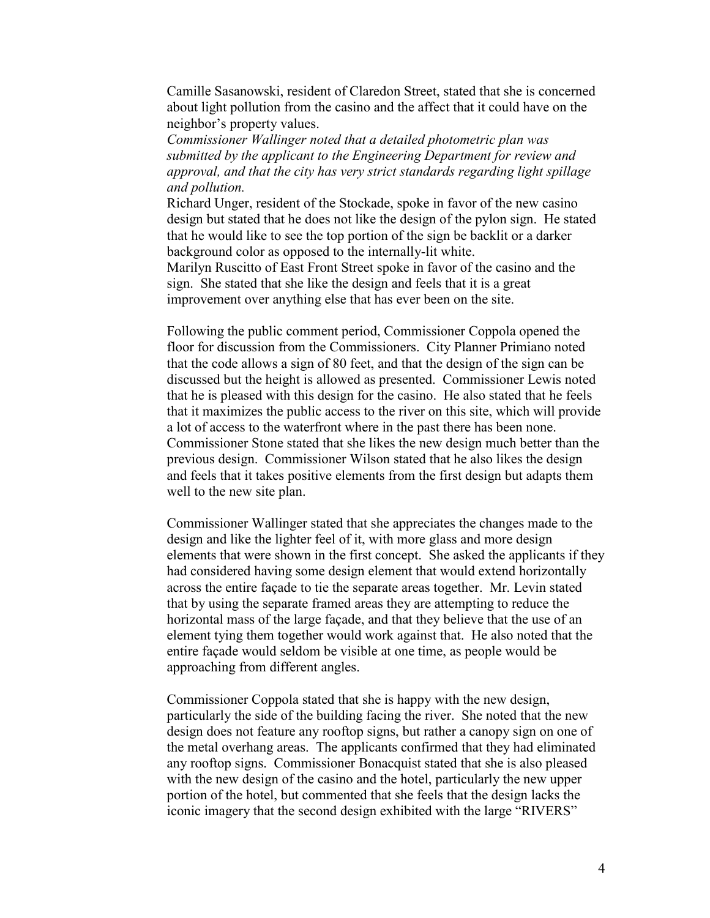Camille Sasanowski, resident of Claredon Street, stated that she is concerned about light pollution from the casino and the affect that it could have on the neighbor's property values.

*Commissioner Wallinger noted that a detailed photometric plan was submitted by the applicant to the Engineering Department for review and approval, and that the city has very strict standards regarding light spillage and pollution.*

Richard Unger, resident of the Stockade, spoke in favor of the new casino design but stated that he does not like the design of the pylon sign. He stated that he would like to see the top portion of the sign be backlit or a darker background color as opposed to the internally-lit white.

Marilyn Ruscitto of East Front Street spoke in favor of the casino and the sign. She stated that she like the design and feels that it is a great improvement over anything else that has ever been on the site.

Following the public comment period, Commissioner Coppola opened the floor for discussion from the Commissioners. City Planner Primiano noted that the code allows a sign of 80 feet, and that the design of the sign can be discussed but the height is allowed as presented. Commissioner Lewis noted that he is pleased with this design for the casino. He also stated that he feels that it maximizes the public access to the river on this site, which will provide a lot of access to the waterfront where in the past there has been none. Commissioner Stone stated that she likes the new design much better than the previous design. Commissioner Wilson stated that he also likes the design and feels that it takes positive elements from the first design but adapts them well to the new site plan.

Commissioner Wallinger stated that she appreciates the changes made to the design and like the lighter feel of it, with more glass and more design elements that were shown in the first concept. She asked the applicants if they had considered having some design element that would extend horizontally across the entire façade to tie the separate areas together. Mr. Levin stated that by using the separate framed areas they are attempting to reduce the horizontal mass of the large façade, and that they believe that the use of an element tying them together would work against that. He also noted that the entire façade would seldom be visible at one time, as people would be approaching from different angles.

Commissioner Coppola stated that she is happy with the new design, particularly the side of the building facing the river. She noted that the new design does not feature any rooftop signs, but rather a canopy sign on one of the metal overhang areas. The applicants confirmed that they had eliminated any rooftop signs. Commissioner Bonacquist stated that she is also pleased with the new design of the casino and the hotel, particularly the new upper portion of the hotel, but commented that she feels that the design lacks the iconic imagery that the second design exhibited with the large "RIVERS"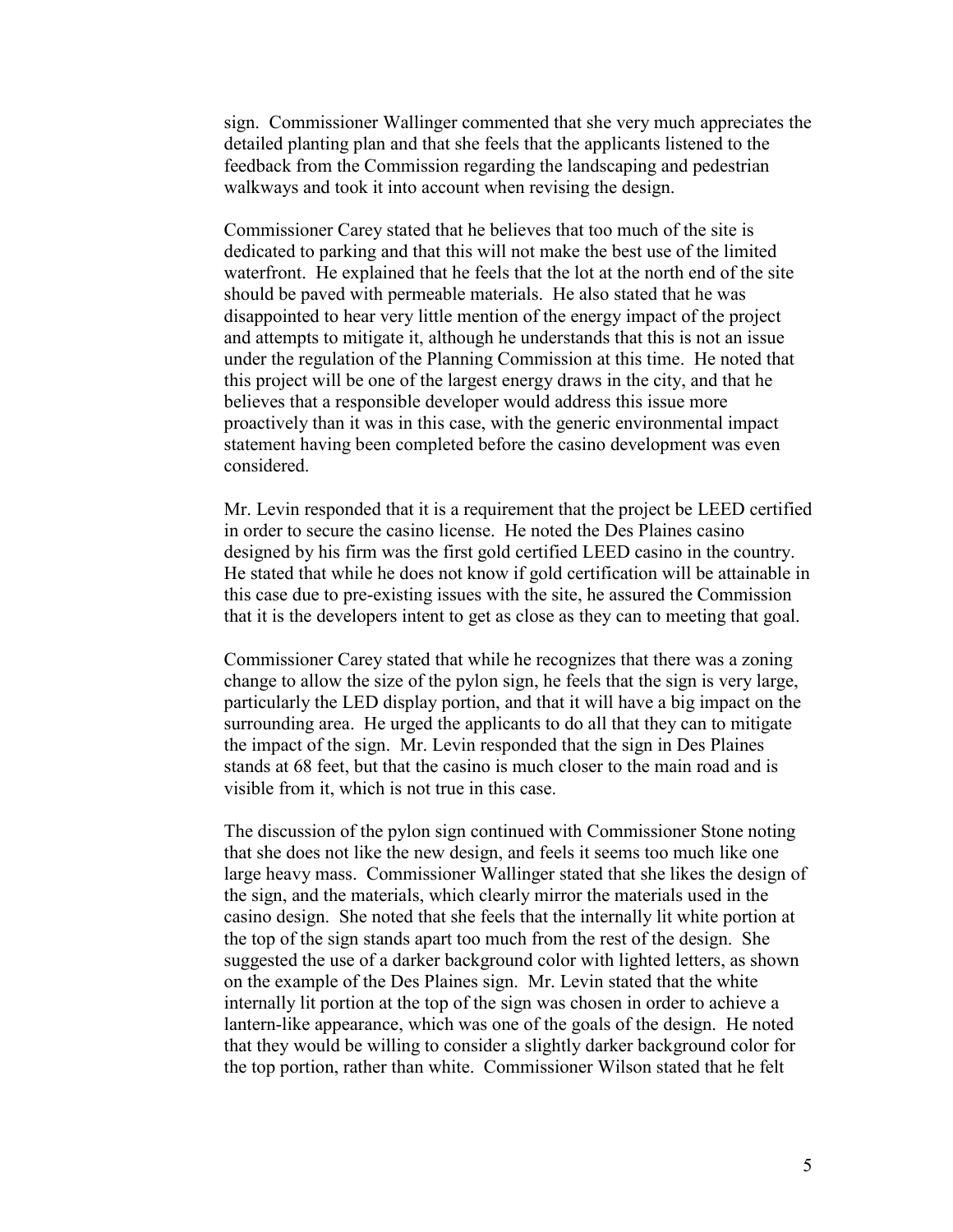sign. Commissioner Wallinger commented that she very much appreciates the detailed planting plan and that she feels that the applicants listened to the feedback from the Commission regarding the landscaping and pedestrian walkways and took it into account when revising the design.

Commissioner Carey stated that he believes that too much of the site is dedicated to parking and that this will not make the best use of the limited waterfront. He explained that he feels that the lot at the north end of the site should be paved with permeable materials. He also stated that he was disappointed to hear very little mention of the energy impact of the project and attempts to mitigate it, although he understands that this is not an issue under the regulation of the Planning Commission at this time. He noted that this project will be one of the largest energy draws in the city, and that he believes that a responsible developer would address this issue more proactively than it was in this case, with the generic environmental impact statement having been completed before the casino development was even considered.

Mr. Levin responded that it is a requirement that the project be LEED certified in order to secure the casino license. He noted the Des Plaines casino designed by his firm was the first gold certified LEED casino in the country. He stated that while he does not know if gold certification will be attainable in this case due to pre-existing issues with the site, he assured the Commission that it is the developers intent to get as close as they can to meeting that goal.

Commissioner Carey stated that while he recognizes that there was a zoning change to allow the size of the pylon sign, he feels that the sign is very large, particularly the LED display portion, and that it will have a big impact on the surrounding area. He urged the applicants to do all that they can to mitigate the impact of the sign. Mr. Levin responded that the sign in Des Plaines stands at 68 feet, but that the casino is much closer to the main road and is visible from it, which is not true in this case.

The discussion of the pylon sign continued with Commissioner Stone noting that she does not like the new design, and feels it seems too much like one large heavy mass. Commissioner Wallinger stated that she likes the design of the sign, and the materials, which clearly mirror the materials used in the casino design. She noted that she feels that the internally lit white portion at the top of the sign stands apart too much from the rest of the design. She suggested the use of a darker background color with lighted letters, as shown on the example of the Des Plaines sign. Mr. Levin stated that the white internally lit portion at the top of the sign was chosen in order to achieve a lantern-like appearance, which was one of the goals of the design. He noted that they would be willing to consider a slightly darker background color for the top portion, rather than white. Commissioner Wilson stated that he felt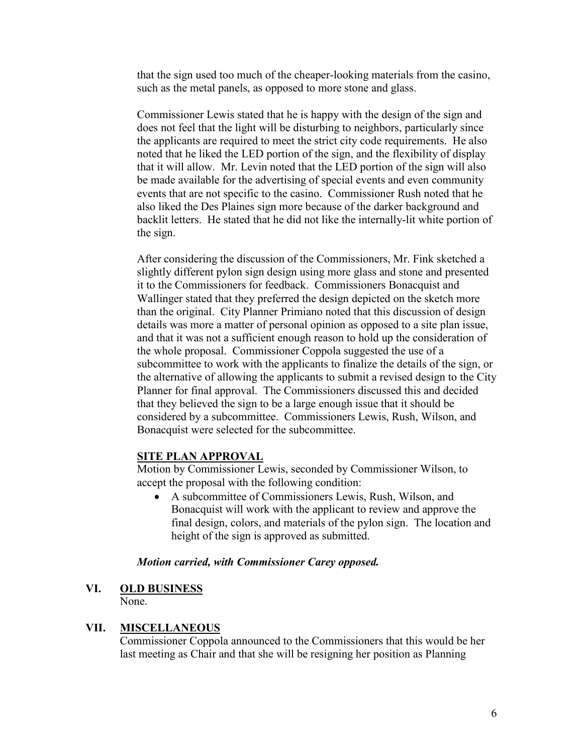that the sign used too much of the cheaper-looking materials from the casino, such as the metal panels, as opposed to more stone and glass.

Commissioner Lewis stated that he is happy with the design of the sign and does not feel that the light will be disturbing to neighbors, particularly since the applicants are required to meet the strict city code requirements. He also noted that he liked the LED portion of the sign, and the flexibility of display that it will allow. Mr. Levin noted that the LED portion of the sign will also be made available for the advertising of special events and even community events that are not specific to the casino. Commissioner Rush noted that he also liked the Des Plaines sign more because of the darker background and backlit letters. He stated that he did not like the internally-lit white portion of the sign.

After considering the discussion of the Commissioners, Mr. Fink sketched a slightly different pylon sign design using more glass and stone and presented it to the Commissioners for feedback. Commissioners Bonacquist and Wallinger stated that they preferred the design depicted on the sketch more than the original. City Planner Primiano noted that this discussion of design details was more a matter of personal opinion as opposed to a site plan issue, and that it was not a sufficient enough reason to hold up the consideration of the whole proposal. Commissioner Coppola suggested the use of a subcommittee to work with the applicants to finalize the details of the sign, or the alternative of allowing the applicants to submit a revised design to the City Planner for final approval. The Commissioners discussed this and decided that they believed the sign to be a large enough issue that it should be considered by a subcommittee. Commissioners Lewis, Rush, Wilson, and Bonacquist were selected for the subcommittee.

**SITE PLAN APPROVAL**

Motion by Commissioner Lewis, seconded by Commissioner Wilson, to accept the proposal with the following condition:

- A subcommittee of Commissioners Lewis, Rush, Wilson, and Bonacquist will work with the applicant to review and approve the final design, colors, and materials of the pylon sign. The location and height of the sign is approved as submitted.

***Motion carried, with Commissioner Carey opposed.***

## VI. OLD BUSINESS

None.

## VII. MISCELLANEOUS

Commissioner Coppola announced to the Commissioners that this would be her last meeting as Chair and that she will be resigning her position as Planning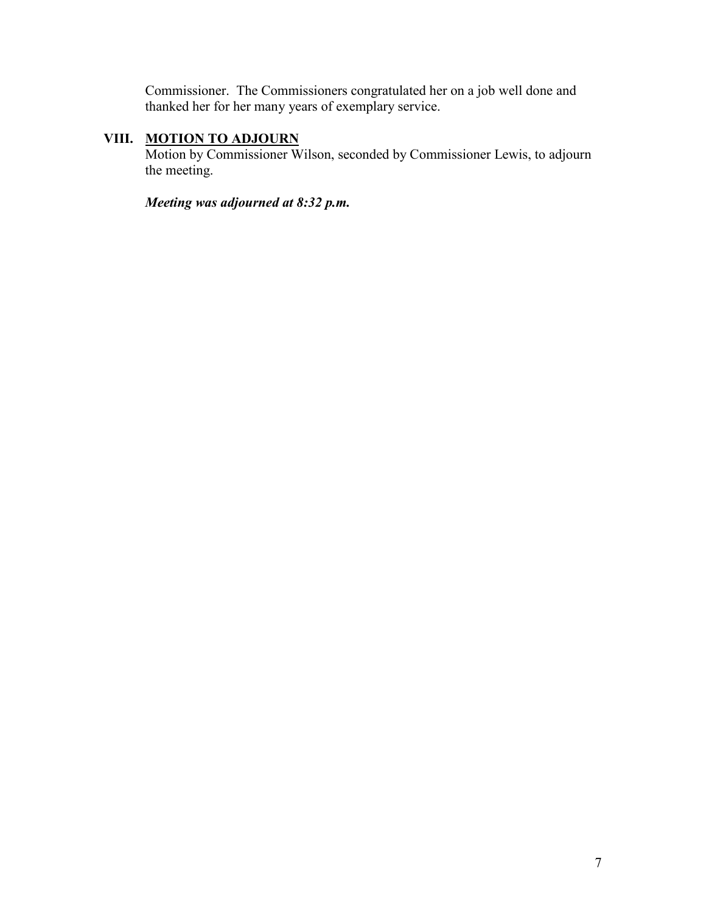Commissioner. The Commissioners congratulated her on a job well done and thanked her for her many years of exemplary service.

## VIII. MOTION TO ADJOURN

Motion by Commissioner Wilson, seconded by Commissioner Lewis, to adjourn the meeting.

***Meeting was adjourned at 8:32 p.m.***